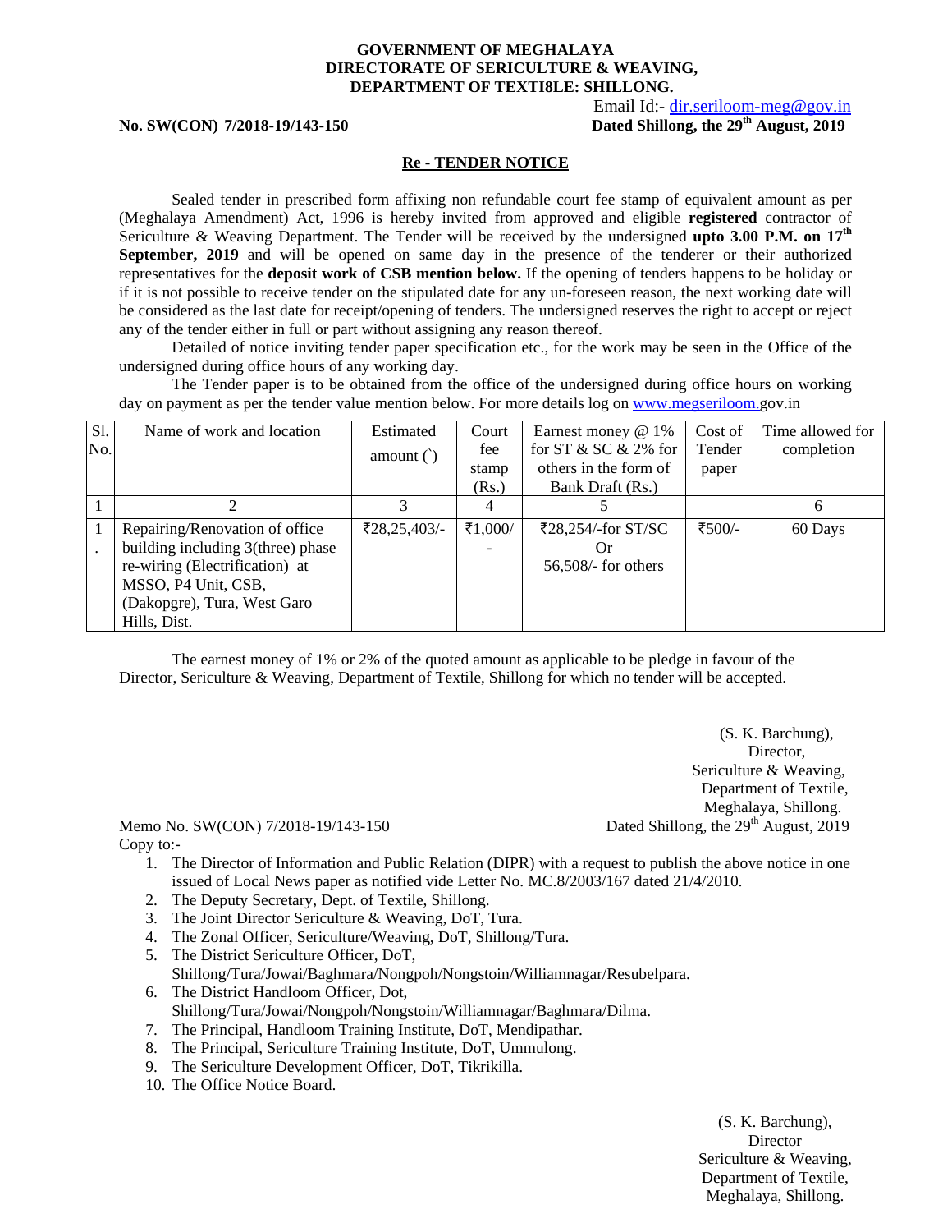**GOVERNMENT OF MEGHALAYA**
**DIRECTORATE OF SERICULTURE & WEAVING,**
**DEPARTMENT OF TEXTI8LE: SHILLONG.**

Email Id:- dir.seriloom-meg@gov.in

**No. SW(CON) 7/2018-19/143-150** **Dated Shillong, the 29th August, 2019**

## Re - TENDER NOTICE

Sealed tender in prescribed form affixing non refundable court fee stamp of equivalent amount as per (Meghalaya Amendment) Act, 1996 is hereby invited from approved and eligible **registered** contractor of Sericulture & Weaving Department. The Tender will be received by the undersigned **upto 3.00 P.M. on 17th September, 2019** and will be opened on same day in the presence of the tenderer or their authorized representatives for the **deposit work of CSB mention below.** If the opening of tenders happens to be holiday or if it is not possible to receive tender on the stipulated date for any un-foreseen reason, the next working date will be considered as the last date for receipt/opening of tenders. The undersigned reserves the right to accept or reject any of the tender either in full or part without assigning any reason thereof.

Detailed of notice inviting tender paper specification etc., for the work may be seen in the Office of the undersigned during office hours of any working day.

The Tender paper is to be obtained from the office of the undersigned during office hours on working day on payment as per the tender value mention below. For more details log on www.megseriloom.gov.in

| Sl. No. | Name of work and location | Estimated amount (`) | Court fee stamp (Rs.) | Earnest money @ 1% for ST & SC & 2% for others in the form of Bank Draft (Rs.) | Cost of Tender paper | Time allowed for completion |
|---|---|---|---|---|---|---|
| 1 | 2 | 3 | 4 | 5 | | 6 |
| 1. | Repairing/Renovation of office building including 3(three) phase re-wiring (Electrification) at MSSO, P4 Unit, CSB, (Dakopgre), Tura, West Garo Hills, Dist. | ₹28,25,403/- | ₹1,000/- | ₹28,254/-for ST/SC Or 56,508/- for others | ₹500/- | 60 Days |

The earnest money of 1% or 2% of the quoted amount as applicable to be pledge in favour of the Director, Sericulture & Weaving, Department of Textile, Shillong for which no tender will be accepted.

(S. K. Barchung),
Director,
Sericulture & Weaving,
Department of Textile,
Meghalaya, Shillong.

Memo No. SW(CON) 7/2018-19/143-150 Dated Shillong, the 29th August, 2019

Copy to:-

1. The Director of Information and Public Relation (DIPR) with a request to publish the above notice in one issued of Local News paper as notified vide Letter No. MC.8/2003/167 dated 21/4/2010.
2. The Deputy Secretary, Dept. of Textile, Shillong.
3. The Joint Director Sericulture & Weaving, DoT, Tura.
4. The Zonal Officer, Sericulture/Weaving, DoT, Shillong/Tura.
5. The District Sericulture Officer, DoT, Shillong/Tura/Jowai/Baghmara/Nongpoh/Nongstoin/Williamnagar/Resubelpara.
6. The District Handloom Officer, Dot, Shillong/Tura/Jowai/Nongpoh/Nongstoin/Williamnagar/Baghmara/Dilma.
7. The Principal, Handloom Training Institute, DoT, Mendipathar.
8. The Principal, Sericulture Training Institute, DoT, Ummulong.
9. The Sericulture Development Officer, DoT, Tikrikilla.
10. The Office Notice Board.

(S. K. Barchung),
Director
Sericulture & Weaving,
Department of Textile,
Meghalaya, Shillong.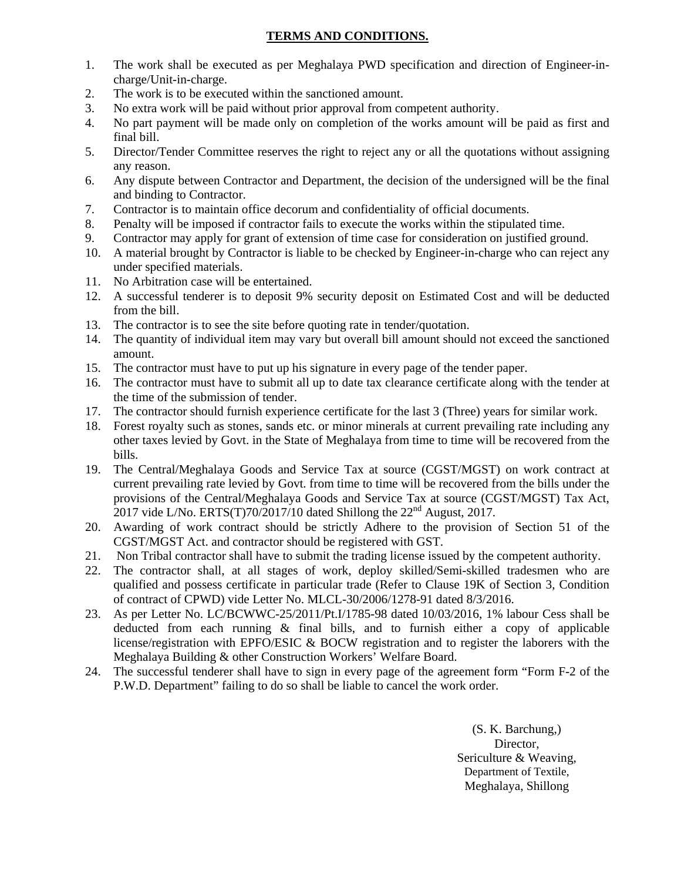# TERMS AND CONDITIONS.

1. The work shall be executed as per Meghalaya PWD specification and direction of Engineer-in-charge/Unit-in-charge.
2. The work is to be executed within the sanctioned amount.
3. No extra work will be paid without prior approval from competent authority.
4. No part payment will be made only on completion of the works amount will be paid as first and final bill.
5. Director/Tender Committee reserves the right to reject any or all the quotations without assigning any reason.
6. Any dispute between Contractor and Department, the decision of the undersigned will be the final and binding to Contractor.
7. Contractor is to maintain office decorum and confidentiality of official documents.
8. Penalty will be imposed if contractor fails to execute the works within the stipulated time.
9. Contractor may apply for grant of extension of time case for consideration on justified ground.
10. A material brought by Contractor is liable to be checked by Engineer-in-charge who can reject any under specified materials.
11. No Arbitration case will be entertained.
12. A successful tenderer is to deposit 9% security deposit on Estimated Cost and will be deducted from the bill.
13. The contractor is to see the site before quoting rate in tender/quotation.
14. The quantity of individual item may vary but overall bill amount should not exceed the sanctioned amount.
15. The contractor must have to put up his signature in every page of the tender paper.
16. The contractor must have to submit all up to date tax clearance certificate along with the tender at the time of the submission of tender.
17. The contractor should furnish experience certificate for the last 3 (Three) years for similar work.
18. Forest royalty such as stones, sands etc. or minor minerals at current prevailing rate including any other taxes levied by Govt. in the State of Meghalaya from time to time will be recovered from the bills.
19. The Central/Meghalaya Goods and Service Tax at source (CGST/MGST) on work contract at current prevailing rate levied by Govt. from time to time will be recovered from the bills under the provisions of the Central/Meghalaya Goods and Service Tax at source (CGST/MGST) Tax Act, 2017 vide L/No. ERTS(T)70/2017/10 dated Shillong the 22nd August, 2017.
20. Awarding of work contract should be strictly Adhere to the provision of Section 51 of the CGST/MGST Act. and contractor should be registered with GST.
21. Non Tribal contractor shall have to submit the trading license issued by the competent authority.
22. The contractor shall, at all stages of work, deploy skilled/Semi-skilled tradesmen who are qualified and possess certificate in particular trade (Refer to Clause 19K of Section 3, Condition of contract of CPWD) vide Letter No. MLCL-30/2006/1278-91 dated 8/3/2016.
23. As per Letter No. LC/BCWWC-25/2011/Pt.I/1785-98 dated 10/03/2016, 1% labour Cess shall be deducted from each running & final bills, and to furnish either a copy of applicable license/registration with EPFO/ESIC & BOCW registration and to register the laborers with the Meghalaya Building & other Construction Workers' Welfare Board.
24. The successful tenderer shall have to sign in every page of the agreement form "Form F-2 of the P.W.D. Department" failing to do so shall be liable to cancel the work order.

(S. K. Barchung,)
Director,
Sericulture & Weaving,
Department of Textile,
Meghalaya, Shillong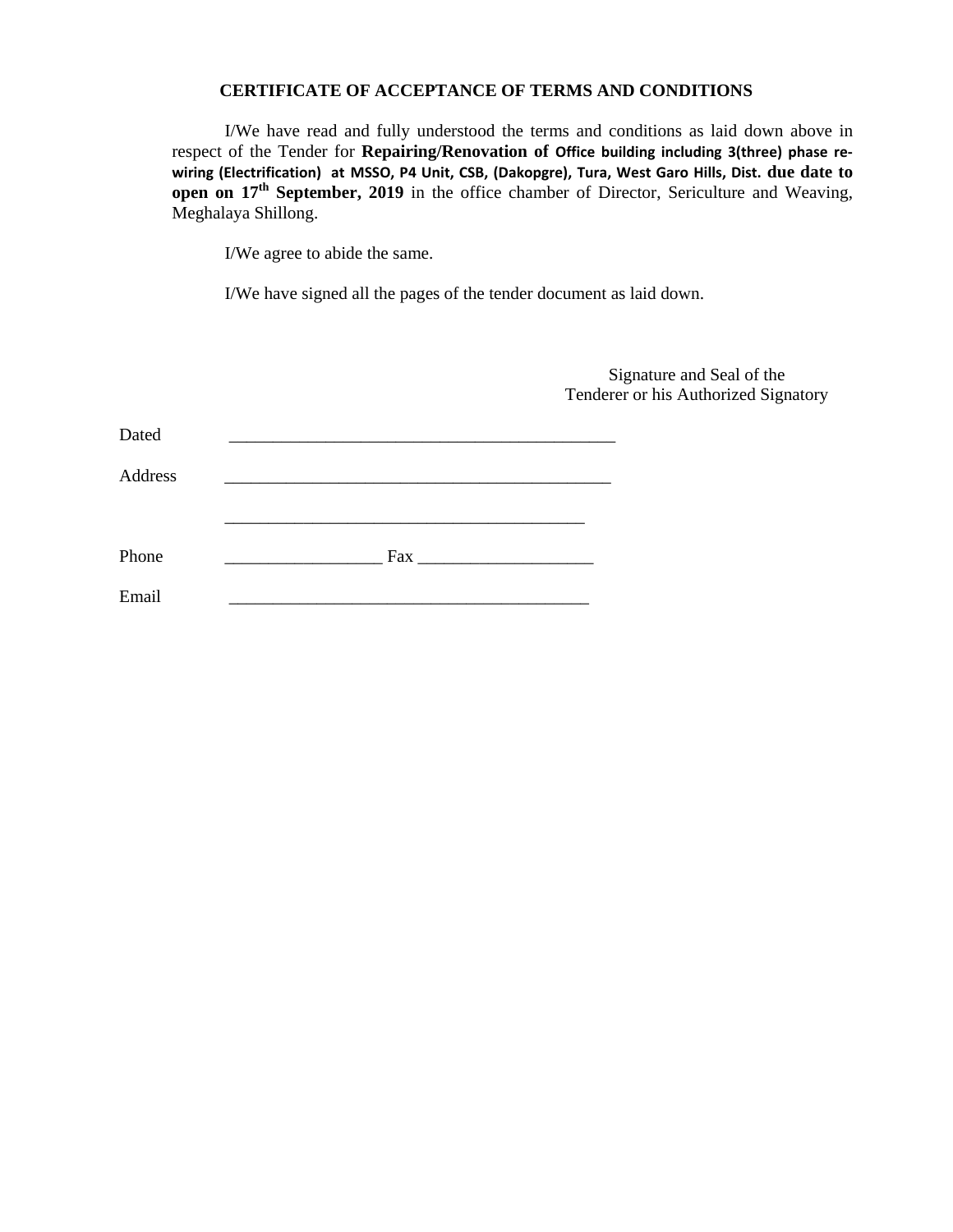### CERTIFICATE OF ACCEPTANCE OF TERMS AND CONDITIONS

I/We have read and fully understood the terms and conditions as laid down above in respect of the Tender for **Repairing/Renovation of Office building including 3(three) phase re-wiring (Electrification) at MSSO, P4 Unit, CSB, (Dakopgre), Tura, West Garo Hills, Dist. due date to open on 17th September, 2019** in the office chamber of Director, Sericulture and Weaving, Meghalaya Shillong.

I/We agree to abide the same.

I/We have signed all the pages of the tender document as laid down.

Signature and Seal of the
Tenderer or his Authorized Signatory

Dated ______________________________________________

Address ______________________________________________

______________________________________________

Phone __________________ Fax ____________________

Email ______________________________________________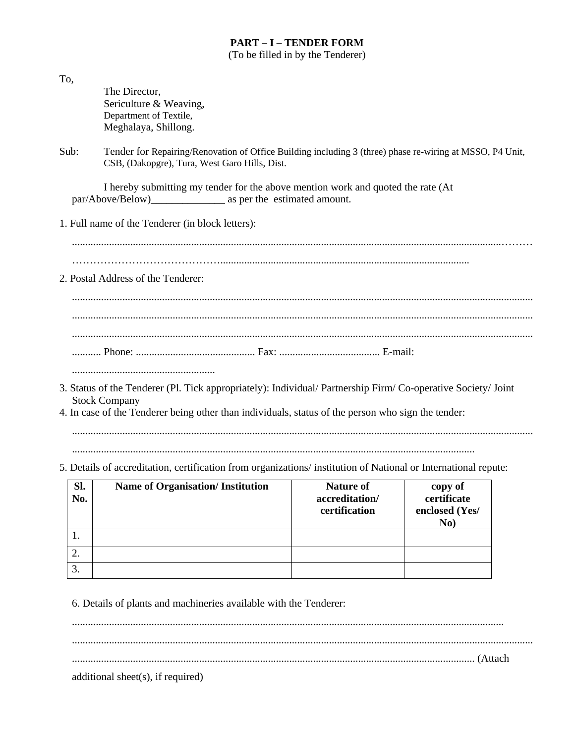# PART – I – TENDER FORM

(To be filled in by the Tenderer)

To,

The Director,
Sericulture & Weaving,
Department of Textile,
Meghalaya, Shillong.

Sub: Tender for Repairing/Renovation of Office Building including 3 (three) phase re-wiring at MSSO, P4 Unit, CSB, (Dakopgre), Tura, West Garo Hills, Dist.

I hereby submitting my tender for the above mention work and quoted the rate (At par/Above/Below)______________ as per the estimated amount.

1. Full name of the Tenderer (in block letters):

   ..........................................................................................................................................................………

   ……………………………………..........................................................................................................

2. Postal Address of the Tenderer:

   ..........................................................................................................................................................

   ..........................................................................................................................................................

   ..........................................................................................................................................................

   ........... Phone: ............................................. Fax: ...................................... E-mail:

   ......................................................

3. Status of the Tenderer (Pl. Tick appropriately): Individual/ Partnership Firm/ Co-operative Society/ Joint Stock Company

4. In case of the Tenderer being other than individuals, status of the person who sign the tender:

   ..........................................................................................................................................................

   ......................................................................................................................................................

5. Details of accreditation, certification from organizations/ institution of National or International repute:

| **Sl. No.** | **Name of Organisation/ Institution** | **Nature of accreditation/ certification** | **copy of certificate enclosed (Yes/ No)** |
|---|---|---|---|
| 1. | | | |
| 2. | | | |
| 3. | | | |

6. Details of plants and machineries available with the Tenderer:

   ................................................................................................................................................

   ..........................................................................................................................................................

   ..................................................................................................................................................... (Attach additional sheet(s), if required)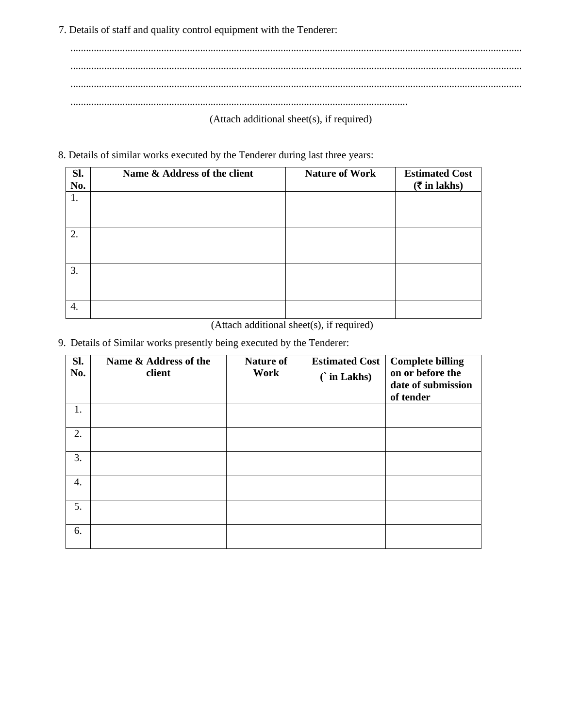7. Details of staff and quality control equipment with the Tenderer:

.............................................................................................................................................................

.............................................................................................................................................................

.............................................................................................................................................................

.................................................................................................................................

(Attach additional sheet(s), if required)

8. Details of similar works executed by the Tenderer during last three years:

| Sl. No. | Name & Address of the client | Nature of Work | Estimated Cost (₹ in lakhs) |
|---|---|---|---|
| 1. | | | |
| 2. | | | |
| 3. | | | |
| 4. | | | |

(Attach additional sheet(s), if required)

9. Details of Similar works presently being executed by the Tenderer:

| Sl. No. | Name & Address of the client | Nature of Work | Estimated Cost (` in Lakhs) | Complete billing on or before the date of submission of tender |
|---|---|---|---|---|
| 1. | | | | |
| 2. | | | | |
| 3. | | | | |
| 4. | | | | |
| 5. | | | | |
| 6. | | | | |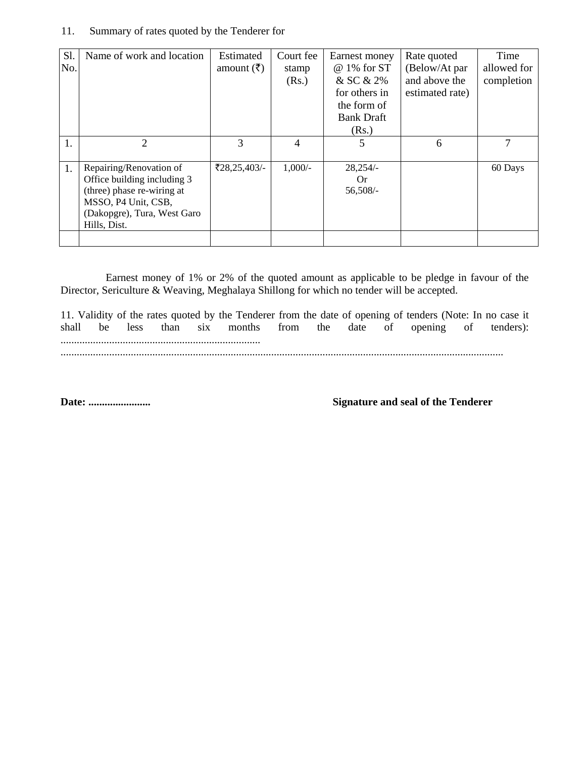11. Summary of rates quoted by the Tenderer for

| Sl. No. | Name of work and location | Estimated amount (₹) | Court fee stamp (Rs.) | Earnest money @ 1% for ST & SC & 2% for others in the form of Bank Draft (Rs.) | Rate quoted (Below/At par and above the estimated rate) | Time allowed for completion |
|---|---|---|---|---|---|---|
| 1. | 2 | 3 | 4 | 5 | 6 | 7 |
| 1. | Repairing/Renovation of Office building including 3 (three) phase re-wiring at MSSO, P4 Unit, CSB, (Dakopgre), Tura, West Garo Hills, Dist. | ₹28,25,403/- | 1,000/- | 28,254/- Or 56,508/- | | 60 Days |
| | | | | | | |

Earnest money of 1% or 2% of the quoted amount as applicable to be pledge in favour of the Director, Sericulture & Weaving, Meghalaya Shillong for which no tender will be accepted.

11. Validity of the rates quoted by the Tenderer from the date of opening of tenders (Note: In no case it shall be less than six months from the date of opening of tenders): ..........................................................................
....................................................................................................................................................

**Date: .......................** **Signature and seal of the Tenderer**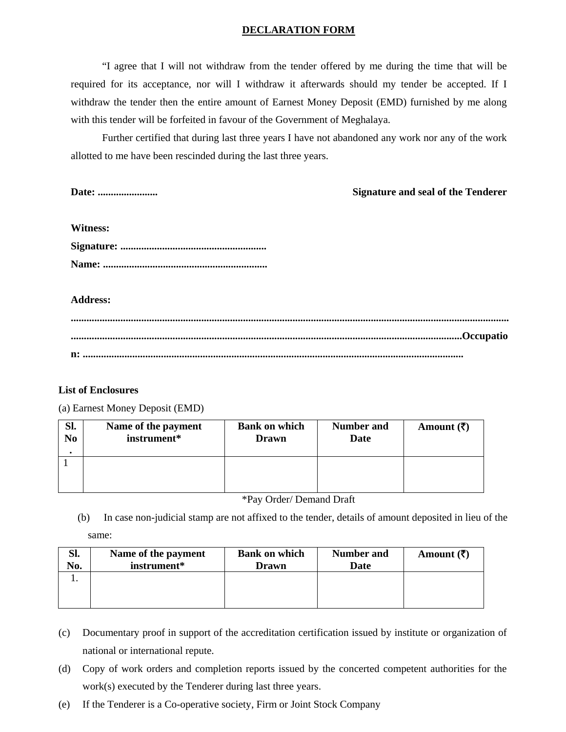# DECLARATION FORM

"I agree that I will not withdraw from the tender offered by me during the time that will be required for its acceptance, nor will I withdraw it afterwards should my tender be accepted. If I withdraw the tender then the entire amount of Earnest Money Deposit (EMD) furnished by me along with this tender will be forfeited in favour of the Government of Meghalaya.

Further certified that during last three years I have not abandoned any work nor any of the work allotted to me have been rescinded during the last three years.

**Date: .......................** **Signature and seal of the Tenderer**

**Witness:**

**Signature: .......................................................**

**Name: ..............................................................**

**Address:**

**.......................................................................................................................................................**

**.................................................................................................................................................Occupation: ...............................................................................................................................................**

**List of Enclosures**

(a) Earnest Money Deposit (EMD)

| Sl. No. | Name of the payment instrument* | Bank on which Drawn | Number and Date | Amount (₹) |
|---|---|---|---|---|
| 1 | | | | |

*Pay Order/ Demand Draft

(b) In case non-judicial stamp are not affixed to the tender, details of amount deposited in lieu of the same:

| Sl. No. | Name of the payment instrument* | Bank on which Drawn | Number and Date | Amount (₹) |
|---|---|---|---|---|
| 1. | | | | |

(c) Documentary proof in support of the accreditation certification issued by institute or organization of national or international repute.

(d) Copy of work orders and completion reports issued by the concerted competent authorities for the work(s) executed by the Tenderer during last three years.

(e) If the Tenderer is a Co-operative society, Firm or Joint Stock Company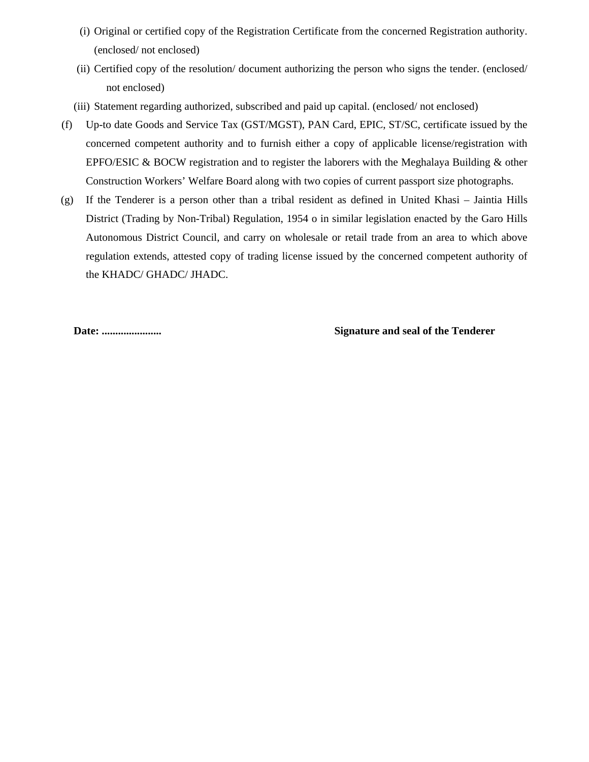(i) Original or certified copy of the Registration Certificate from the concerned Registration authority. (enclosed/ not enclosed)

(ii) Certified copy of the resolution/ document authorizing the person who signs the tender. (enclosed/ not enclosed)

(iii) Statement regarding authorized, subscribed and paid up capital. (enclosed/ not enclosed)

(f) Up-to date Goods and Service Tax (GST/MGST), PAN Card, EPIC, ST/SC, certificate issued by the concerned competent authority and to furnish either a copy of applicable license/registration with EPFO/ESIC & BOCW registration and to register the laborers with the Meghalaya Building & other Construction Workers' Welfare Board along with two copies of current passport size photographs.

(g) If the Tenderer is a person other than a tribal resident as defined in United Khasi – Jaintia Hills District (Trading by Non-Tribal) Regulation, 1954 o in similar legislation enacted by the Garo Hills Autonomous District Council, and carry on wholesale or retail trade from an area to which above regulation extends, attested copy of trading license issued by the concerned competent authority of the KHADC/ GHADC/ JHADC.

**Date: .....................** **Signature and seal of the Tenderer**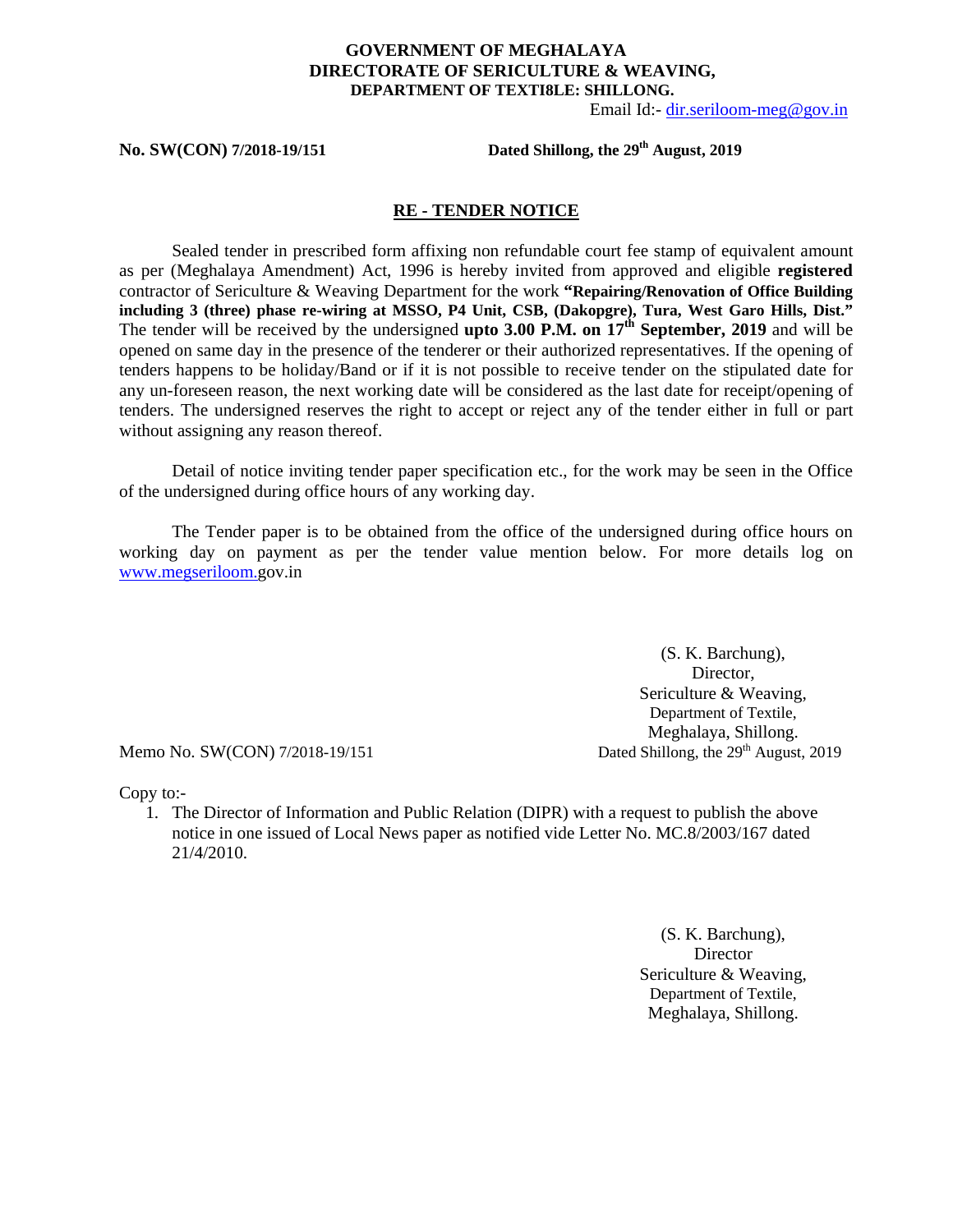**GOVERNMENT OF MEGHALAYA**
**DIRECTORATE OF SERICULTURE & WEAVING,**
**DEPARTMENT OF TEXTI8LE: SHILLONG.**

Email Id:- dir.seriloom-meg@gov.in

**No. SW(CON) 7/2018-19/151** **Dated Shillong, the 29th August, 2019**

## RE - TENDER NOTICE

Sealed tender in prescribed form affixing non refundable court fee stamp of equivalent amount as per (Meghalaya Amendment) Act, 1996 is hereby invited from approved and eligible **registered** contractor of Sericulture & Weaving Department for the work **"Repairing/Renovation of Office Building including 3 (three) phase re-wiring at MSSO, P4 Unit, CSB, (Dakopgre), Tura, West Garo Hills, Dist."** The tender will be received by the undersigned **upto 3.00 P.M. on 17th September, 2019** and will be opened on same day in the presence of the tenderer or their authorized representatives. If the opening of tenders happens to be holiday/Band or if it is not possible to receive tender on the stipulated date for any un-foreseen reason, the next working date will be considered as the last date for receipt/opening of tenders. The undersigned reserves the right to accept or reject any of the tender either in full or part without assigning any reason thereof.

Detail of notice inviting tender paper specification etc., for the work may be seen in the Office of the undersigned during office hours of any working day.

The Tender paper is to be obtained from the office of the undersigned during office hours on working day on payment as per the tender value mention below. For more details log on www.megseriloom.gov.in

(S. K. Barchung),
Director,
Sericulture & Weaving,
Department of Textile,
Meghalaya, Shillong.

Memo No. SW(CON) 7/2018-19/151 Dated Shillong, the 29th August, 2019

Copy to:-

1. The Director of Information and Public Relation (DIPR) with a request to publish the above notice in one issued of Local News paper as notified vide Letter No. MC.8/2003/167 dated 21/4/2010.

(S. K. Barchung),
Director
Sericulture & Weaving,
Department of Textile,
Meghalaya, Shillong.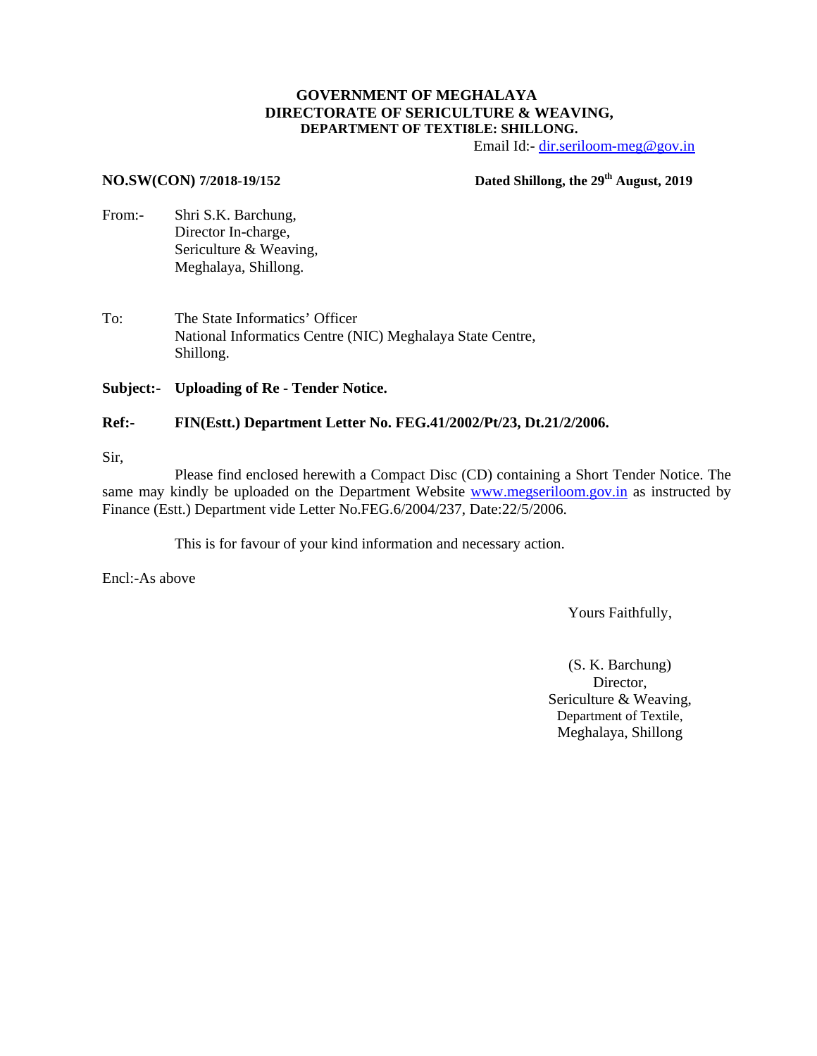**GOVERNMENT OF MEGHALAYA**
**DIRECTORATE OF SERICULTURE & WEAVING,**
**DEPARTMENT OF TEXTI8LE: SHILLONG.**

Email Id:- dir.seriloom-meg@gov.in

**NO.SW(CON) 7/2018-19/152** **Dated Shillong, the 29th August, 2019**

From:- Shri S.K. Barchung,
Director In-charge,
Sericulture & Weaving,
Meghalaya, Shillong.

To: The State Informatics' Officer
National Informatics Centre (NIC) Meghalaya State Centre,
Shillong.

**Subject:- Uploading of Re - Tender Notice.**

**Ref:- FIN(Estt.) Department Letter No. FEG.41/2002/Pt/23, Dt.21/2/2006.**

Sir,

Please find enclosed herewith a Compact Disc (CD) containing a Short Tender Notice. The same may kindly be uploaded on the Department Website www.megseriloom.gov.in as instructed by Finance (Estt.) Department vide Letter No.FEG.6/2004/237, Date:22/5/2006.

This is for favour of your kind information and necessary action.

Encl:-As above

Yours Faithfully,

(S. K. Barchung)
Director,
Sericulture & Weaving,
Department of Textile,
Meghalaya, Shillong